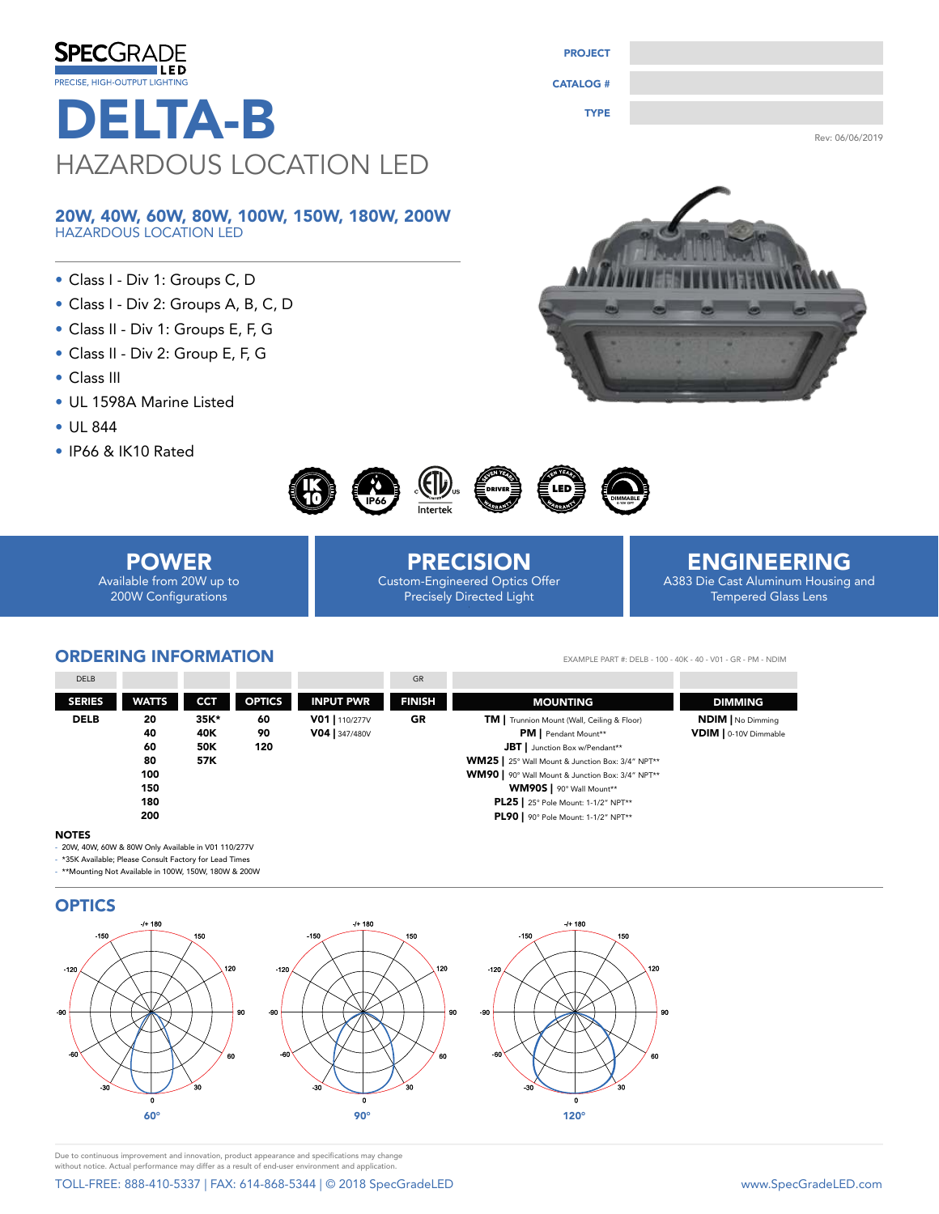SPECGRADE LED
PRECISE, HIGH-OUTPUT LIGHTING

# DELTA-B

## HAZARDOUS LOCATION LED

| PROJECT | |
|---|---|
| CATALOG # | |
| TYPE | |

Rev: 06/06/2019

### 20W, 40W, 60W, 80W, 100W, 150W, 180W, 200W
HAZARDOUS LOCATION LED

- Class I - Div 1: Groups C, D
- Class I - Div 2: Groups A, B, C, D
- Class II - Div 1: Groups E, F, G
- Class II - Div 2: Group E, F, G
- Class III
- UL 1598A Marine Listed
- UL 844
- IP66 & IK10 Rated

IK10 | IP66 | ETL Intertek | SEVEN YEARS DRIVER WARRANTY | TEN YEARS LED WARRANTY | DIMMABLE 0-10V OPT

**POWER**
Available from 20W up to 200W Configurations

**PRECISION**
Custom-Engineered Optics Offer Precisely Directed Light

**ENGINEERING**
A383 Die Cast Aluminum Housing and Tempered Glass Lens

## ORDERING INFORMATION

EXAMPLE PART #: DELB - 100 - 40K - 40 - V01 - GR - PM - NDIM

| DELB | | | | | GR | | |
|---|---|---|---|---|---|---|---|
| **SERIES** | **WATTS** | **CCT** | **OPTICS** | **INPUT PWR** | **FINISH** | **MOUNTING** | **DIMMING** |
| **DELB** | **20** | **35K*** | **60** | **V01** \| 110/277V | **GR** | **TM** \| Trunnion Mount (Wall, Ceiling & Floor) | **NDIM** \| No Dimming |
| | **40** | **40K** | **90** | **V04** \| 347/480V | | **PM** \| Pendant Mount** | **VDIM** \| 0-10V Dimmable |
| | **60** | **50K** | **120** | | | **JBT** \| Junction Box w/Pendant** | |
| | **80** | **57K** | | | | **WM25** \| 25° Wall Mount & Junction Box: 3/4" NPT** | |
| | **100** | | | | | **WM90** \| 90° Wall Mount & Junction Box: 3/4" NPT** | |
| | **150** | | | | | **WM90S** \| 90° Wall Mount** | |
| | **180** | | | | | **PL25** \| 25° Pole Mount: 1-1/2" NPT** | |
| | **200** | | | | | **PL90** \| 90° Pole Mount: 1-1/2" NPT** | |

**NOTES**
- 20W, 40W, 60W & 80W Only Available in V01 110/277V
- *35K Available; Please Consult Factory for Lead Times
- **Mounting Not Available in 100W, 150W, 180W & 200W

## OPTICS

60°

90°

120°

Due to continuous improvement and innovation, product appearance and specifications may change without notice. Actual performance may differ as a result of end-user environment and application.

TOLL-FREE: 888-410-5337 | FAX: 614-868-5344 | © 2018 SpecGradeLED    www.SpecGradeLED.com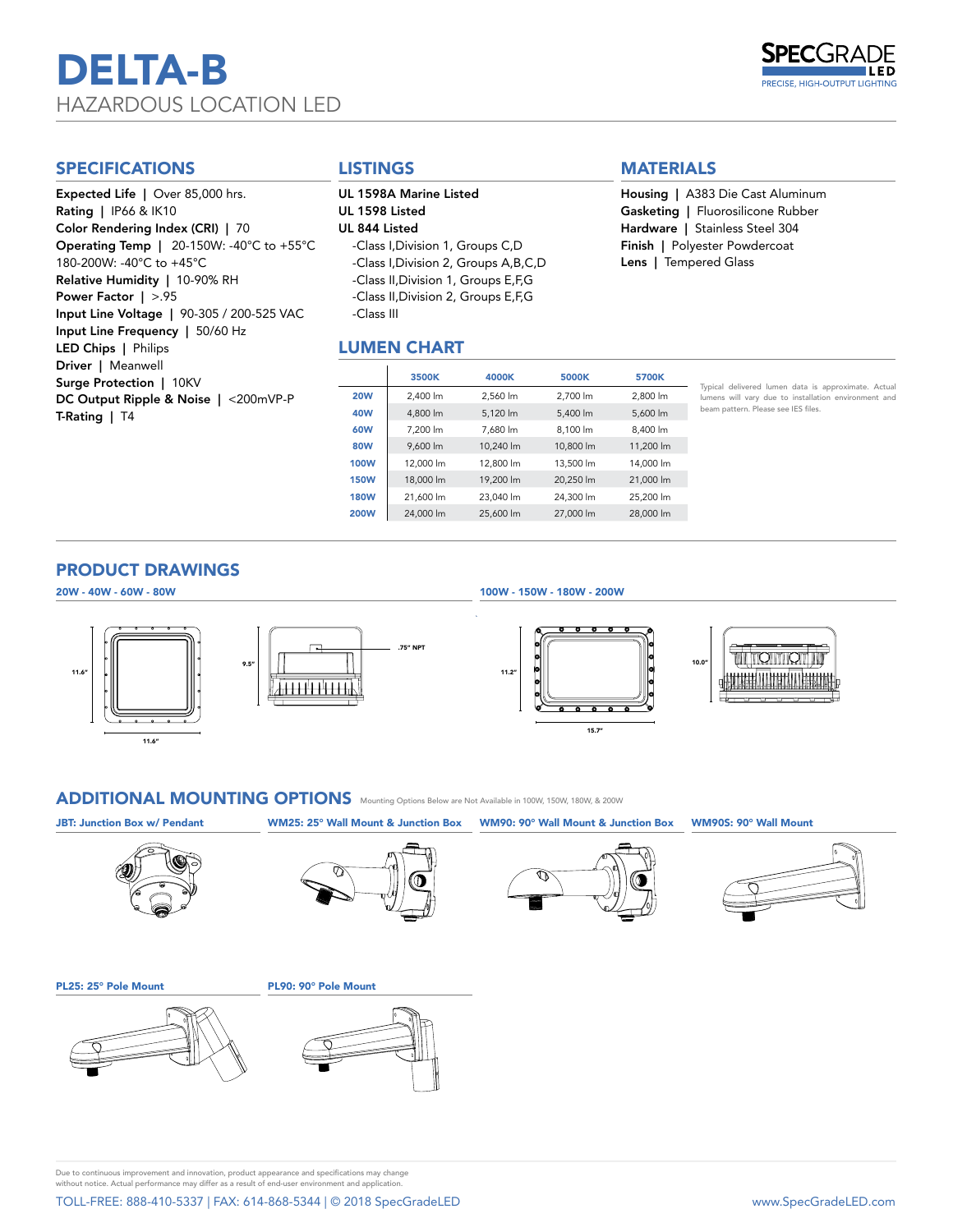# DELTA-B

HAZARDOUS LOCATION LED

SPECGRADE LED
PRECISE, HIGH-OUTPUT LIGHTING

## SPECIFICATIONS

**Expected Life** | Over 85,000 hrs.
**Rating** | IP66 & IK10
**Color Rendering Index (CRI)** | 70
**Operating Temp** | 20-150W: -40°C to +55°C
180-200W: -40°C to +45°C
**Relative Humidity** | 10-90% RH
**Power Factor** | >.95
**Input Line Voltage** | 90-305 / 200-525 VAC
**Input Line Frequency** | 50/60 Hz
**LED Chips** | Philips
**Driver** | Meanwell
**Surge Protection** | 10KV
**DC Output Ripple & Noise** | <200mVP-P
**T-Rating** | T4

## LISTINGS

**UL 1598A Marine Listed**
**UL 1598 Listed**
**UL 844 Listed**
- -Class I,Division 1, Groups C,D
- -Class I,Division 2, Groups A,B,C,D
- -Class II,Division 1, Groups E,F,G
- -Class II,Division 2, Groups E,F,G
- -Class III

## MATERIALS

**Housing** | A383 Die Cast Aluminum
**Gasketing** | Fluorosilicone Rubber
**Hardware** | Stainless Steel 304
**Finish** | Polyester Powdercoat
**Lens** | Tempered Glass

## LUMEN CHART

| | 3500K | 4000K | 5000K | 5700K |
|---|---|---|---|---|
| 20W | 2,400 lm | 2,560 lm | 2,700 lm | 2,800 lm |
| 40W | 4,800 lm | 5,120 lm | 5,400 lm | 5,600 lm |
| 60W | 7,200 lm | 7,680 lm | 8,100 lm | 8,400 lm |
| 80W | 9,600 lm | 10,240 lm | 10,800 lm | 11,200 lm |
| 100W | 12,000 lm | 12,800 lm | 13,500 lm | 14,000 lm |
| 150W | 18,000 lm | 19,200 lm | 20,250 lm | 21,000 lm |
| 180W | 21,600 lm | 23,040 lm | 24,300 lm | 25,200 lm |
| 200W | 24,000 lm | 25,600 lm | 27,000 lm | 28,000 lm |

Typical delivered lumen data is approximate. Actual lumens will vary due to installation environment and beam pattern. Please see IES files.

## PRODUCT DRAWINGS

**20W - 40W - 60W - 80W**

11.6"
11.6"
9.5"
.75" NPT

**100W - 150W - 180W - 200W**

11.2"
15.7"
10.0"

## ADDITIONAL MOUNTING OPTIONS

Mounting Options Below are Not Available in 100W, 150W, 180W, & 200W

**JBT: Junction Box w/ Pendant**

**WM25: 25° Wall Mount & Junction Box**

**WM90: 90° Wall Mount & Junction Box**

**WM90S: 90° Wall Mount**

**PL25: 25° Pole Mount**

**PL90: 90° Pole Mount**

Due to continuous improvement and innovation, product appearance and specifications may change without notice. Actual performance may differ as a result of end-user environment and application.

TOLL-FREE: 888-410-5337 | FAX: 614-868-5344 | © 2018 SpecGradeLED    www.SpecGradeLED.com